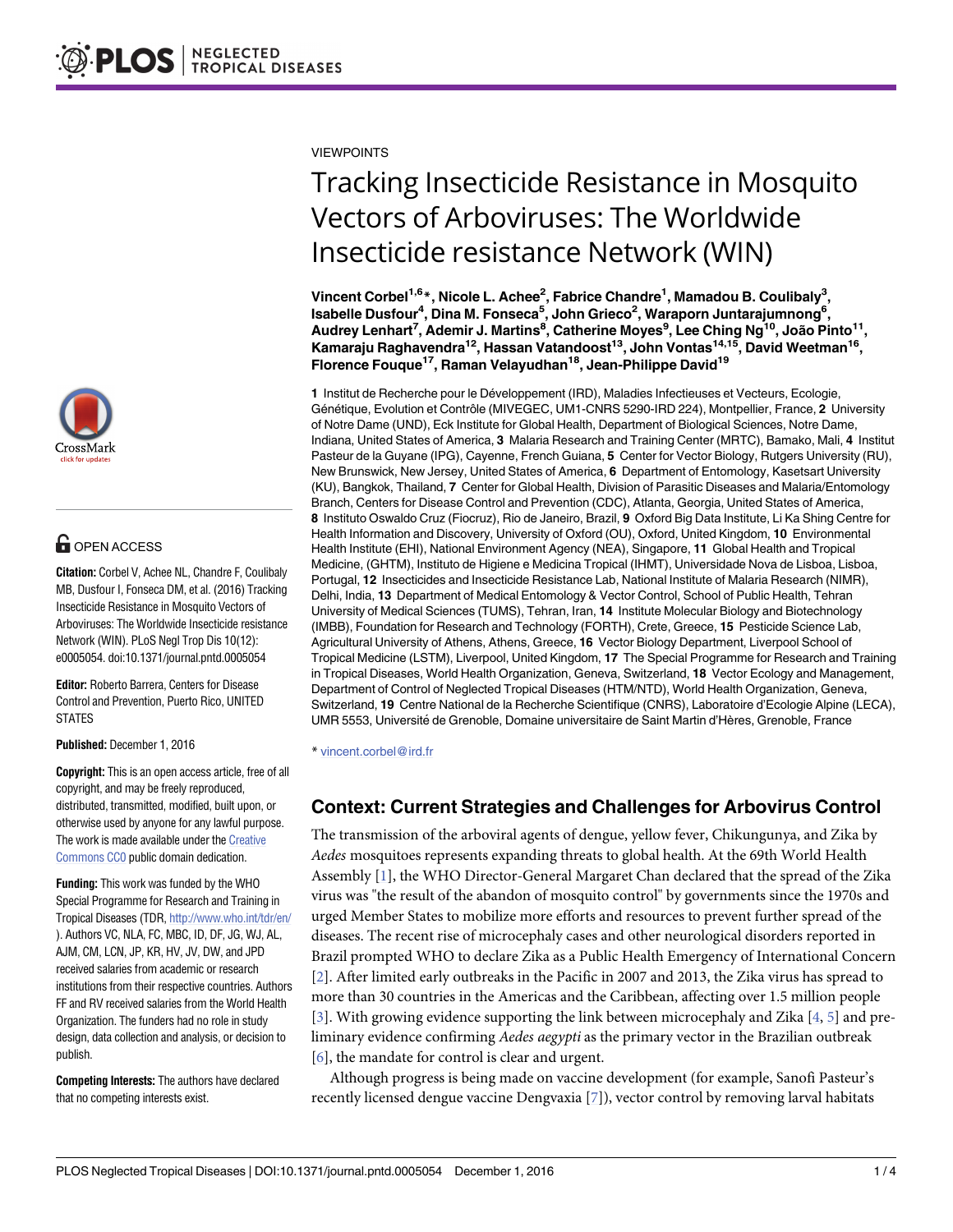VIEWPOINTS

# Tracking Insecticide Resistance in Mosquito Vectors of Arboviruses: The Worldwide Insecticide resistance Network (WIN)

**Vincent Corbel[1,6]*, Nicole L. Achee[2], Fabrice Chandre[1], Mamadou B. Coulibaly[3], Isabelle Dusfour[4], Dina M. Fonseca[5], John Grieco[2], Waraporn Juntarajumnong[6], Audrey Lenhart[7], Ademir J. Martins[8], Catherine Moyes[9], Lee Ching Ng[10], João Pinto[11], Kamaraju Raghavendra[12], Hassan Vatandoost[13], John Vontas[14,15], David Weetman[16], Florence Fouque[17], Raman Velayudhan[18], Jean-Philippe David[19]**

**1** Institut de Recherche pour le Développement (IRD), Maladies Infectieuses et Vecteurs, Ecologie, Génétique, Evolution et Contrôle (MIVEGEC, UM1-CNRS 5290-IRD 224), Montpellier, France, **2** University of Notre Dame (UND), Eck Institute for Global Health, Department of Biological Sciences, Notre Dame, Indiana, United States of America, **3** Malaria Research and Training Center (MRTC), Bamako, Mali, **4** Institut Pasteur de la Guyane (IPG), Cayenne, French Guiana, **5** Center for Vector Biology, Rutgers University (RU), New Brunswick, New Jersey, United States of America, **6** Department of Entomology, Kasetsart University (KU), Bangkok, Thailand, **7** Center for Global Health, Division of Parasitic Diseases and Malaria/Entomology Branch, Centers for Disease Control and Prevention (CDC), Atlanta, Georgia, United States of America, **8** Instituto Oswaldo Cruz (Fiocruz), Rio de Janeiro, Brazil, **9** Oxford Big Data Institute, Li Ka Shing Centre for Health Information and Discovery, University of Oxford (OU), Oxford, United Kingdom, **10** Environmental Health Institute (EHI), National Environment Agency (NEA), Singapore, **11** Global Health and Tropical Medicine, (GHTM), Instituto de Higiene e Medicina Tropical (IHMT), Universidade Nova de Lisboa, Lisboa, Portugal, **12** Insecticides and Insecticide Resistance Lab, National Institute of Malaria Research (NIMR), Delhi, India, **13** Department of Medical Entomology & Vector Control, School of Public Health, Tehran University of Medical Sciences (TUMS), Tehran, Iran, **14** Institute Molecular Biology and Biotechnology (IMBB), Foundation for Research and Technology (FORTH), Crete, Greece, **15** Pesticide Science Lab, Agricultural University of Athens, Athens, Greece, **16** Vector Biology Department, Liverpool School of Tropical Medicine (LSTM), Liverpool, United Kingdom, **17** The Special Programme for Research and Training in Tropical Diseases, World Health Organization, Geneva, Switzerland, **18** Vector Ecology and Management, Department of Control of Neglected Tropical Diseases (HTM/NTD), World Health Organization, Geneva, Switzerland, **19** Centre National de la Recherche Scientifique (CNRS), Laboratoire d'Ecologie Alpine (LECA), UMR 5553, Université de Grenoble, Domaine universitaire de Saint Martin d'Hères, Grenoble, France

* vincent.corbel@ird.fr

OPEN ACCESS

**Citation:** Corbel V, Achee NL, Chandre F, Coulibaly MB, Dusfour I, Fonseca DM, et al. (2016) Tracking Insecticide Resistance in Mosquito Vectors of Arboviruses: The Worldwide Insecticide resistance Network (WIN). PLoS Negl Trop Dis 10(12): e0005054. doi:10.1371/journal.pntd.0005054

**Editor:** Roberto Barrera, Centers for Disease Control and Prevention, Puerto Rico, UNITED STATES

**Published:** December 1, 2016

**Copyright:** This is an open access article, free of all copyright, and may be freely reproduced, distributed, transmitted, modified, built upon, or otherwise used by anyone for any lawful purpose. The work is made available under the Creative Commons CC0 public domain dedication.

**Funding:** This work was funded by the WHO Special Programme for Research and Training in Tropical Diseases (TDR, http://www.who.int/tdr/en/). Authors VC, NLA, FC, MBC, ID, DF, JG, WJ, AL, AJM, CM, LCN, JP, KR, HV, JV, DW, and JPD received salaries from academic or research institutions from their respective countries. Authors FF and RV received salaries from the World Health Organization. The funders had no role in study design, data collection and analysis, or decision to publish.

**Competing Interests:** The authors have declared that no competing interests exist.

## Context: Current Strategies and Challenges for Arbovirus Control

The transmission of the arboviral agents of dengue, yellow fever, Chikungunya, and Zika by *Aedes* mosquitoes represents expanding threats to global health. At the 69th World Health Assembly [1], the WHO Director-General Margaret Chan declared that the spread of the Zika virus was "the result of the abandon of mosquito control" by governments since the 1970s and urged Member States to mobilize more efforts and resources to prevent further spread of the diseases. The recent rise of microcephaly cases and other neurological disorders reported in Brazil prompted WHO to declare Zika as a Public Health Emergency of International Concern [2]. After limited early outbreaks in the Pacific in 2007 and 2013, the Zika virus has spread to more than 30 countries in the Americas and the Caribbean, affecting over 1.5 million people [3]. With growing evidence supporting the link between microcephaly and Zika [4, 5] and preliminary evidence confirming *Aedes aegypti* as the primary vector in the Brazilian outbreak [6], the mandate for control is clear and urgent.

Although progress is being made on vaccine development (for example, Sanofi Pasteur's recently licensed dengue vaccine Dengvaxia [7]), vector control by removing larval habitats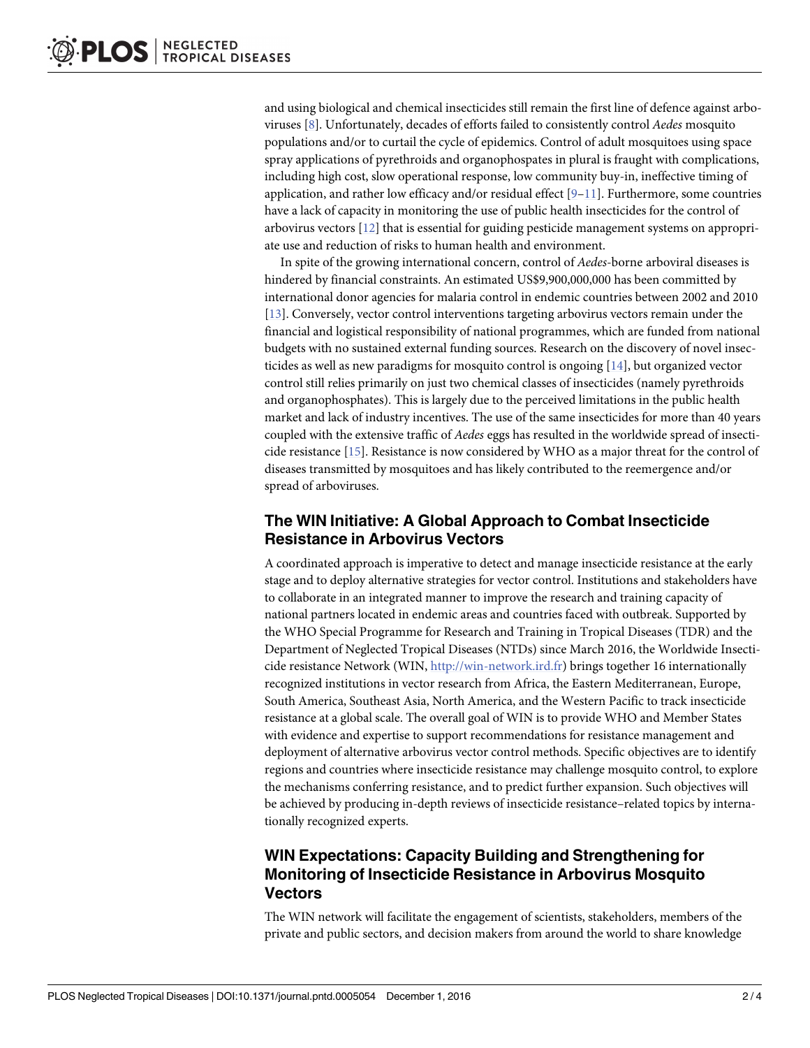and using biological and chemical insecticides still remain the first line of defence against arboviruses [8]. Unfortunately, decades of efforts failed to consistently control *Aedes* mosquito populations and/or to curtail the cycle of epidemics. Control of adult mosquitoes using space spray applications of pyrethroids and organophospates in plural is fraught with complications, including high cost, slow operational response, low community buy-in, ineffective timing of application, and rather low efficacy and/or residual effect [9–11]. Furthermore, some countries have a lack of capacity in monitoring the use of public health insecticides for the control of arbovirus vectors [12] that is essential for guiding pesticide management systems on appropriate use and reduction of risks to human health and environment.

In spite of the growing international concern, control of *Aedes*-borne arboviral diseases is hindered by financial constraints. An estimated US$9,900,000,000 has been committed by international donor agencies for malaria control in endemic countries between 2002 and 2010 [13]. Conversely, vector control interventions targeting arbovirus vectors remain under the financial and logistical responsibility of national programmes, which are funded from national budgets with no sustained external funding sources. Research on the discovery of novel insecticides as well as new paradigms for mosquito control is ongoing [14], but organized vector control still relies primarily on just two chemical classes of insecticides (namely pyrethroids and organophosphates). This is largely due to the perceived limitations in the public health market and lack of industry incentives. The use of the same insecticides for more than 40 years coupled with the extensive traffic of *Aedes* eggs has resulted in the worldwide spread of insecticide resistance [15]. Resistance is now considered by WHO as a major threat for the control of diseases transmitted by mosquitoes and has likely contributed to the reemergence and/or spread of arboviruses.

## The WIN Initiative: A Global Approach to Combat Insecticide Resistance in Arbovirus Vectors

A coordinated approach is imperative to detect and manage insecticide resistance at the early stage and to deploy alternative strategies for vector control. Institutions and stakeholders have to collaborate in an integrated manner to improve the research and training capacity of national partners located in endemic areas and countries faced with outbreak. Supported by the WHO Special Programme for Research and Training in Tropical Diseases (TDR) and the Department of Neglected Tropical Diseases (NTDs) since March 2016, the Worldwide Insecticide resistance Network (WIN, http://win-network.ird.fr) brings together 16 internationally recognized institutions in vector research from Africa, the Eastern Mediterranean, Europe, South America, Southeast Asia, North America, and the Western Pacific to track insecticide resistance at a global scale. The overall goal of WIN is to provide WHO and Member States with evidence and expertise to support recommendations for resistance management and deployment of alternative arbovirus vector control methods. Specific objectives are to identify regions and countries where insecticide resistance may challenge mosquito control, to explore the mechanisms conferring resistance, and to predict further expansion. Such objectives will be achieved by producing in-depth reviews of insecticide resistance–related topics by internationally recognized experts.

## WIN Expectations: Capacity Building and Strengthening for Monitoring of Insecticide Resistance in Arbovirus Mosquito Vectors

The WIN network will facilitate the engagement of scientists, stakeholders, members of the private and public sectors, and decision makers from around the world to share knowledge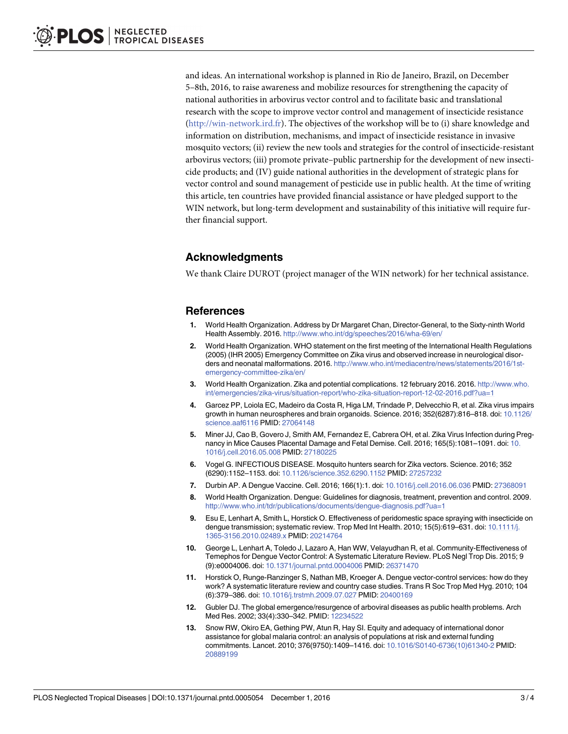and ideas. An international workshop is planned in Rio de Janeiro, Brazil, on December 5–8th, 2016, to raise awareness and mobilize resources for strengthening the capacity of national authorities in arbovirus vector control and to facilitate basic and translational research with the scope to improve vector control and management of insecticide resistance (http://win-network.ird.fr). The objectives of the workshop will be to (i) share knowledge and information on distribution, mechanisms, and impact of insecticide resistance in invasive mosquito vectors; (ii) review the new tools and strategies for the control of insecticide-resistant arbovirus vectors; (iii) promote private–public partnership for the development of new insecticide products; and (IV) guide national authorities in the development of strategic plans for vector control and sound management of pesticide use in public health. At the time of writing this article, ten countries have provided financial assistance or have pledged support to the WIN network, but long-term development and sustainability of this initiative will require further financial support.

## Acknowledgments

We thank Claire DUROT (project manager of the WIN network) for her technical assistance.

## References

1. World Health Organization. Address by Dr Margaret Chan, Director-General, to the Sixty-ninth World Health Assembly. 2016. http://www.who.int/dg/speeches/2016/wha-69/en/
2. World Health Organization. WHO statement on the first meeting of the International Health Regulations (2005) (IHR 2005) Emergency Committee on Zika virus and observed increase in neurological disorders and neonatal malformations. 2016. http://www.who.int/mediacentre/news/statements/2016/1st-emergency-committee-zika/en/
3. World Health Organization. Zika and potential complications. 12 february 2016. 2016. http://www.who.int/emergencies/zika-virus/situation-report/who-zika-situation-report-12-02-2016.pdf?ua=1
4. Garcez PP, Loiola EC, Madeiro da Costa R, Higa LM, Trindade P, Delvecchio R, et al. Zika virus impairs growth in human neurospheres and brain organoids. Science. 2016; 352(6287):816–818. doi: 10.1126/science.aaf6116 PMID: 27064148
5. Miner JJ, Cao B, Govero J, Smith AM, Fernandez E, Cabrera OH, et al. Zika Virus Infection during Pregnancy in Mice Causes Placental Damage and Fetal Demise. Cell. 2016; 165(5):1081–1091. doi: 10.1016/j.cell.2016.05.008 PMID: 27180225
6. Vogel G. INFECTIOUS DISEASE. Mosquito hunters search for Zika vectors. Science. 2016; 352 (6290):1152–1153. doi: 10.1126/science.352.6290.1152 PMID: 27257232
7. Durbin AP. A Dengue Vaccine. Cell. 2016; 166(1):1. doi: 10.1016/j.cell.2016.06.036 PMID: 27368091
8. World Health Organization. Dengue: Guidelines for diagnosis, treatment, prevention and control. 2009. http://www.who.int/tdr/publications/documents/dengue-diagnosis.pdf?ua=1
9. Esu E, Lenhart A, Smith L, Horstick O. Effectiveness of peridomestic space spraying with insecticide on dengue transmission; systematic review. Trop Med Int Health. 2010; 15(5):619–631. doi: 10.1111/j.1365-3156.2010.02489.x PMID: 20214764
10. George L, Lenhart A, Toledo J, Lazaro A, Han WW, Velayudhan R, et al. Community-Effectiveness of Temephos for Dengue Vector Control: A Systematic Literature Review. PLoS Negl Trop Dis. 2015; 9 (9):e0004006. doi: 10.1371/journal.pntd.0004006 PMID: 26371470
11. Horstick O, Runge-Ranzinger S, Nathan MB, Kroeger A. Dengue vector-control services: how do they work? A systematic literature review and country case studies. Trans R Soc Trop Med Hyg. 2010; 104 (6):379–386. doi: 10.1016/j.trstmh.2009.07.027 PMID: 20400169
12. Gubler DJ. The global emergence/resurgence of arboviral diseases as public health problems. Arch Med Res. 2002; 33(4):330–342. PMID: 12234522
13. Snow RW, Okiro EA, Gething PW, Atun R, Hay SI. Equity and adequacy of international donor assistance for global malaria control: an analysis of populations at risk and external funding commitments. Lancet. 2010; 376(9750):1409–1416. doi: 10.1016/S0140-6736(10)61340-2 PMID: 20889199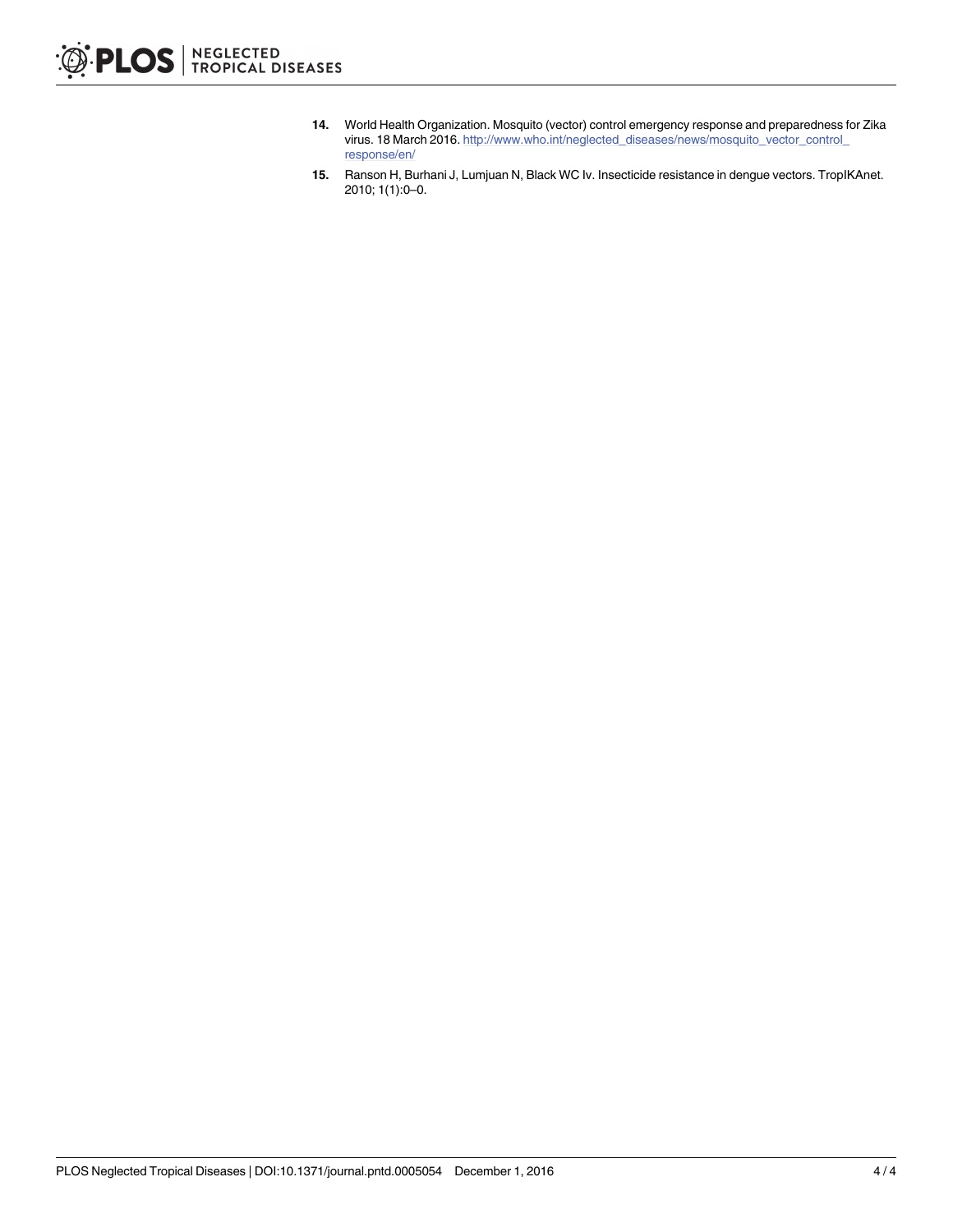14. World Health Organization. Mosquito (vector) control emergency response and preparedness for Zika virus. 18 March 2016. http://www.who.int/neglected_diseases/news/mosquito_vector_control_response/en/

15. Ranson H, Burhani J, Lumjuan N, Black WC Iv. Insecticide resistance in dengue vectors. TropIKAnet. 2010; 1(1):0–0.